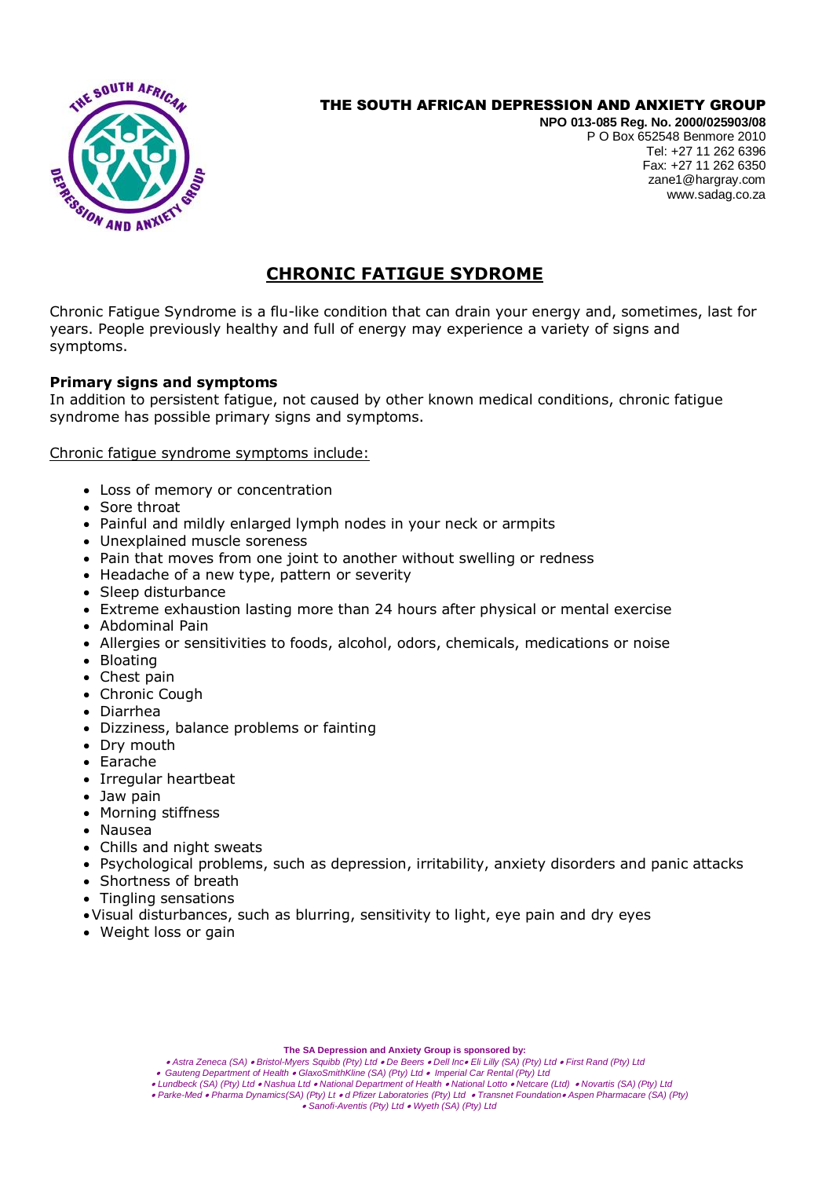**THE SOUTH AFRICAN DEPRESSION AND ANXIETY GROUP**

**NPO 013-085 Reg. No. 2000/025903/08**
P O Box 652548 Benmore 2010
Tel: +27 11 262 6396
Fax: +27 11 262 6350
zane1@hargray.com
www.sadag.co.za

# CHRONIC FATIGUE SYDROME

Chronic Fatigue Syndrome is a flu-like condition that can drain your energy and, sometimes, last for years. People previously healthy and full of energy may experience a variety of signs and symptoms.

**Primary signs and symptoms**

In addition to persistent fatigue, not caused by other known medical conditions, chronic fatigue syndrome has possible primary signs and symptoms.

Chronic fatigue syndrome symptoms include:

- Loss of memory or concentration
- Sore throat
- Painful and mildly enlarged lymph nodes in your neck or armpits
- Unexplained muscle soreness
- Pain that moves from one joint to another without swelling or redness
- Headache of a new type, pattern or severity
- Sleep disturbance
- Extreme exhaustion lasting more than 24 hours after physical or mental exercise
- Abdominal Pain
- Allergies or sensitivities to foods, alcohol, odors, chemicals, medications or noise
- Bloating
- Chest pain
- Chronic Cough
- Diarrhea
- Dizziness, balance problems or fainting
- Dry mouth
- Earache
- Irregular heartbeat
- Jaw pain
- Morning stiffness
- Nausea
- Chills and night sweats
- Psychological problems, such as depression, irritability, anxiety disorders and panic attacks
- Shortness of breath
- Tingling sensations
- Visual disturbances, such as blurring, sensitivity to light, eye pain and dry eyes
- Weight loss or gain

**The SA Depression and Anxiety Group is sponsored by:**

*• Astra Zeneca (SA) • Bristol-Myers Squibb (Pty) Ltd • De Beers • Dell Inc• Eli Lilly (SA) (Pty) Ltd • First Rand (Pty) Ltd • Gauteng Department of Health • GlaxoSmithKline (SA) (Pty) Ltd • Imperial Car Rental (Pty) Ltd • Lundbeck (SA) (Pty) Ltd • Nashua Ltd • National Department of Health • National Lotto • Netcare (Ltd) • Novartis (SA) (Pty) Ltd • Parke-Med • Pharma Dynamics(SA) (Pty) Lt • d Pfizer Laboratories (Pty) Ltd • Transnet Foundation• Aspen Pharmacare (SA) (Pty) • Sanofi-Aventis (Pty) Ltd • Wyeth (SA) (Pty) Ltd*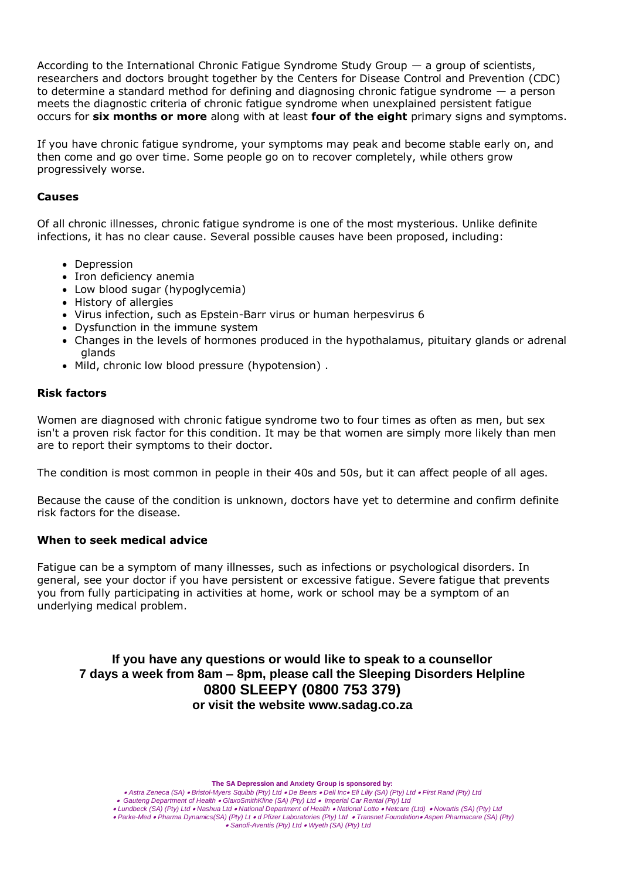According to the International Chronic Fatigue Syndrome Study Group — a group of scientists, researchers and doctors brought together by the Centers for Disease Control and Prevention (CDC) to determine a standard method for defining and diagnosing chronic fatigue syndrome — a person meets the diagnostic criteria of chronic fatigue syndrome when unexplained persistent fatigue occurs for **six months or more** along with at least **four of the eight** primary signs and symptoms.

If you have chronic fatigue syndrome, your symptoms may peak and become stable early on, and then come and go over time. Some people go on to recover completely, while others grow progressively worse.

### Causes

Of all chronic illnesses, chronic fatigue syndrome is one of the most mysterious. Unlike definite infections, it has no clear cause. Several possible causes have been proposed, including:

- Depression
- Iron deficiency anemia
- Low blood sugar (hypoglycemia)
- History of allergies
- Virus infection, such as Epstein-Barr virus or human herpesvirus 6
- Dysfunction in the immune system
- Changes in the levels of hormones produced in the hypothalamus, pituitary glands or adrenal glands
- Mild, chronic low blood pressure (hypotension) .

### Risk factors

Women are diagnosed with chronic fatigue syndrome two to four times as often as men, but sex isn't a proven risk factor for this condition. It may be that women are simply more likely than men are to report their symptoms to their doctor.

The condition is most common in people in their 40s and 50s, but it can affect people of all ages.

Because the cause of the condition is unknown, doctors have yet to determine and confirm definite risk factors for the disease.

### When to seek medical advice

Fatigue can be a symptom of many illnesses, such as infections or psychological disorders. In general, see your doctor if you have persistent or excessive fatigue. Severe fatigue that prevents you from fully participating in activities at home, work or school may be a symptom of an underlying medical problem.

**If you have any questions or would like to speak to a counsellor 7 days a week from 8am – 8pm, please call the Sleeping Disorders Helpline**

**0800 SLEEPY (0800 753 379)**

**or visit the website www.sadag.co.za**

**The SA Depression and Anxiety Group is sponsored by:**

*• Astra Zeneca (SA) • Bristol-Myers Squibb (Pty) Ltd • De Beers • Dell Inc• Eli Lilly (SA) (Pty) Ltd • First Rand (Pty) Ltd • Gauteng Department of Health • GlaxoSmithKline (SA) (Pty) Ltd • Imperial Car Rental (Pty) Ltd • Lundbeck (SA) (Pty) Ltd • Nashua Ltd • National Department of Health • National Lotto • Netcare (Ltd) • Novartis (SA) (Pty) Ltd • Parke-Med • Pharma Dynamics(SA) (Pty) Lt • d Pfizer Laboratories (Pty) Ltd • Transnet Foundation• Aspen Pharmacare (SA) (Pty) • Sanofi-Aventis (Pty) Ltd • Wyeth (SA) (Pty) Ltd*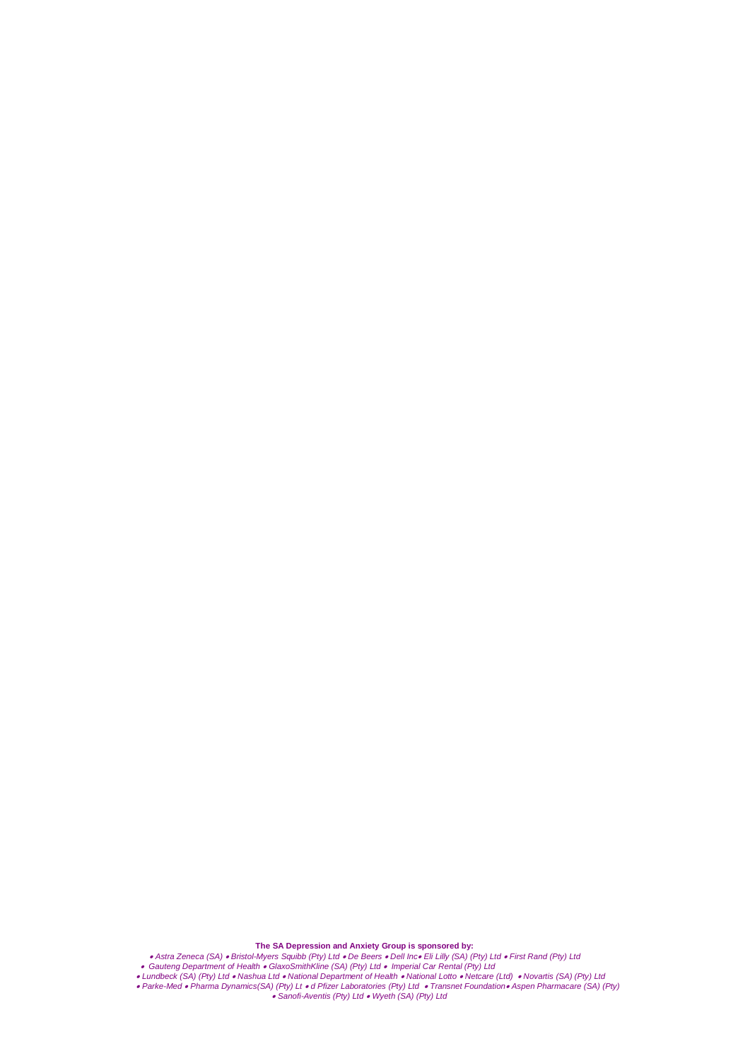**The SA Depression and Anxiety Group is sponsored by:**

*• Astra Zeneca (SA) • Bristol-Myers Squibb (Pty) Ltd • De Beers • Dell Inc• Eli Lilly (SA) (Pty) Ltd • First Rand (Pty) Ltd • Gauteng Department of Health • GlaxoSmithKline (SA) (Pty) Ltd • Imperial Car Rental (Pty) Ltd • Lundbeck (SA) (Pty) Ltd • Nashua Ltd • National Department of Health • National Lotto • Netcare (Ltd) • Novartis (SA) (Pty) Ltd • Parke-Med • Pharma Dynamics(SA) (Pty) Lt • d Pfizer Laboratories (Pty) Ltd • Transnet Foundation• Aspen Pharmacare (SA) (Pty) • Sanofi-Aventis (Pty) Ltd • Wyeth (SA) (Pty) Ltd*